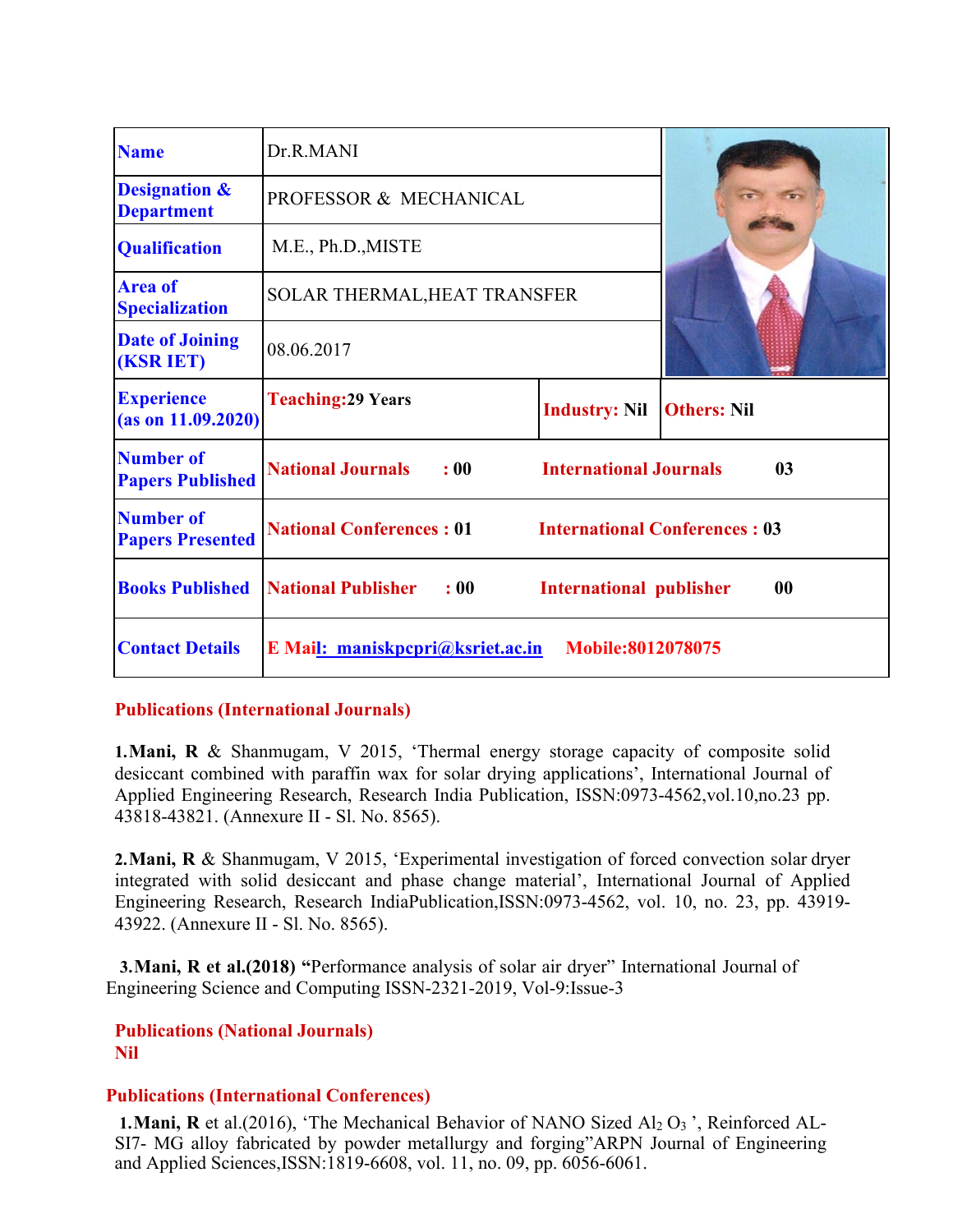| Name | Dr.R.MANI | | |
|---|---|---|---|
| Designation & Department | PROFESSOR & MECHANICAL | | |
| Qualification | M.E., Ph.D.,MISTE | | |
| Area of Specialization | SOLAR THERMAL,HEAT TRANSFER | | |
| Date of Joining (KSR IET) | 08.06.2017 | | |
| Experience (as on 11.09.2020) | **Teaching:29 Years** | **Industry: Nil** | **Others: Nil** |
| Number of Papers Published | **National Journals : 00** | **International Journals 03** | |
| Number of Papers Presented | **National Conferences : 01** | **International Conferences : 03** | |
| Books Published | **National Publisher : 00** | **International publisher 00** | |
| Contact Details | **E Mail: maniskpcpri@ksriet.ac.in** | **Mobile:8012078075** | |

## Publications (International Journals)

1. **Mani, R** & Shanmugam, V 2015, 'Thermal energy storage capacity of composite solid desiccant combined with paraffin wax for solar drying applications', International Journal of Applied Engineering Research, Research India Publication, ISSN:0973-4562,vol.10,no.23 pp. 43818-43821. (Annexure II - Sl. No. 8565).

2. **Mani, R** & Shanmugam, V 2015, 'Experimental investigation of forced convection solar dryer integrated with solid desiccant and phase change material', International Journal of Applied Engineering Research, Research IndiaPublication,ISSN:0973-4562, vol. 10, no. 23, pp. 43919-43922. (Annexure II - Sl. No. 8565).

3. **Mani, R et al.(2018) "**Performance analysis of solar air dryer" International Journal of Engineering Science and Computing ISSN-2321-2019, Vol-9:Issue-3

## Publications (National Journals)

**Nil**

## Publications (International Conferences)

1. **Mani, R** et al.(2016), 'The Mechanical Behavior of NANO Sized $Al_2O_3$ ', Reinforced AL-SI7- MG alloy fabricated by powder metallurgy and forging"ARPN Journal of Engineering and Applied Sciences,ISSN:1819-6608, vol. 11, no. 09, pp. 6056-6061.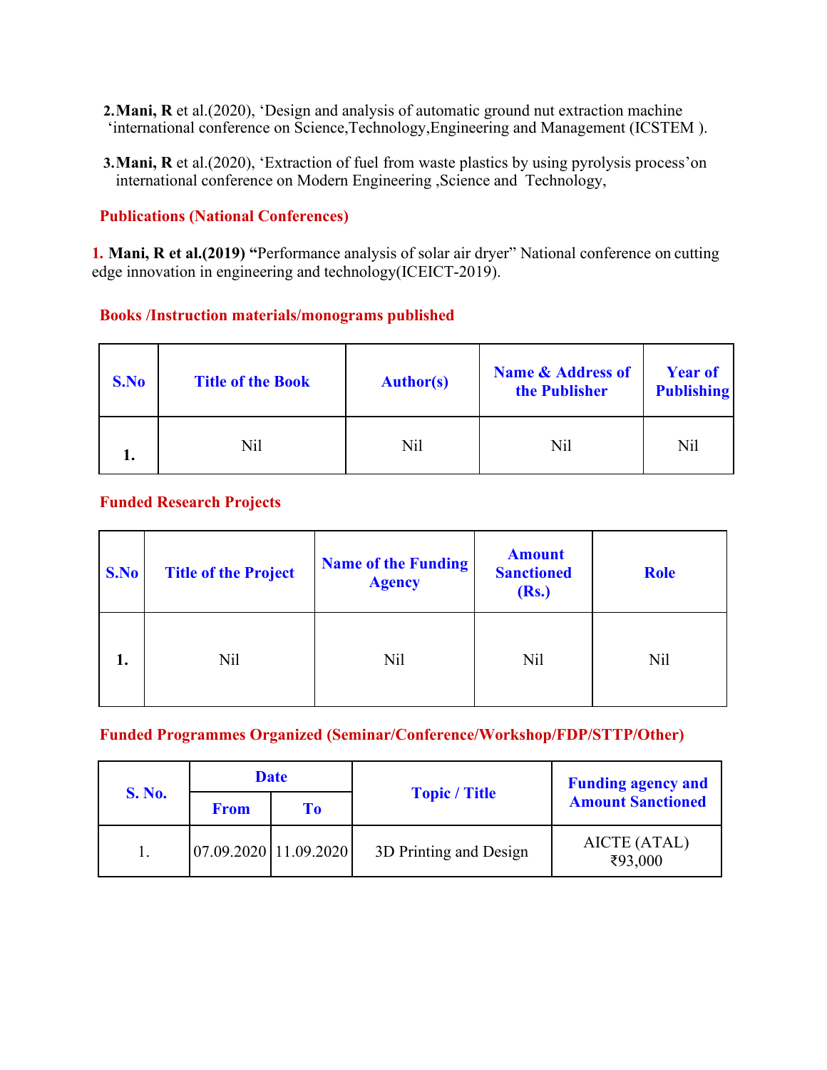2. **Mani, R** et al.(2020), 'Design and analysis of automatic ground nut extraction machine 'international conference on Science,Technology,Engineering and Management (ICSTEM ).

3. **Mani, R** et al.(2020), 'Extraction of fuel from waste plastics by using pyrolysis process'on international conference on Modern Engineering ,Science and Technology,

## Publications (National Conferences)

1. **Mani, R et al.(2019) "**Performance analysis of solar air dryer" National conference on cutting edge innovation in engineering and technology(ICEICT-2019).

## Books /Instruction materials/monograms published

| S.No | Title of the Book | Author(s) | Name & Address of the Publisher | Year of Publishing |
|---|---|---|---|---|
| 1. | Nil | Nil | Nil | Nil |

## Funded Research Projects

| S.No | Title of the Project | Name of the Funding Agency | Amount Sanctioned (Rs.) | Role |
|---|---|---|---|---|
| 1. | Nil | Nil | Nil | Nil |

## Funded Programmes Organized (Seminar/Conference/Workshop/FDP/STTP/Other)

| S. No. | Date | | Topic / Title | Funding agency and Amount Sanctioned |
|---|---|---|---|---|
| | From | To | | |
| 1. | 07.09.2020 | 11.09.2020 | 3D Printing and Design | AICTE (ATAL) ₹93,000 |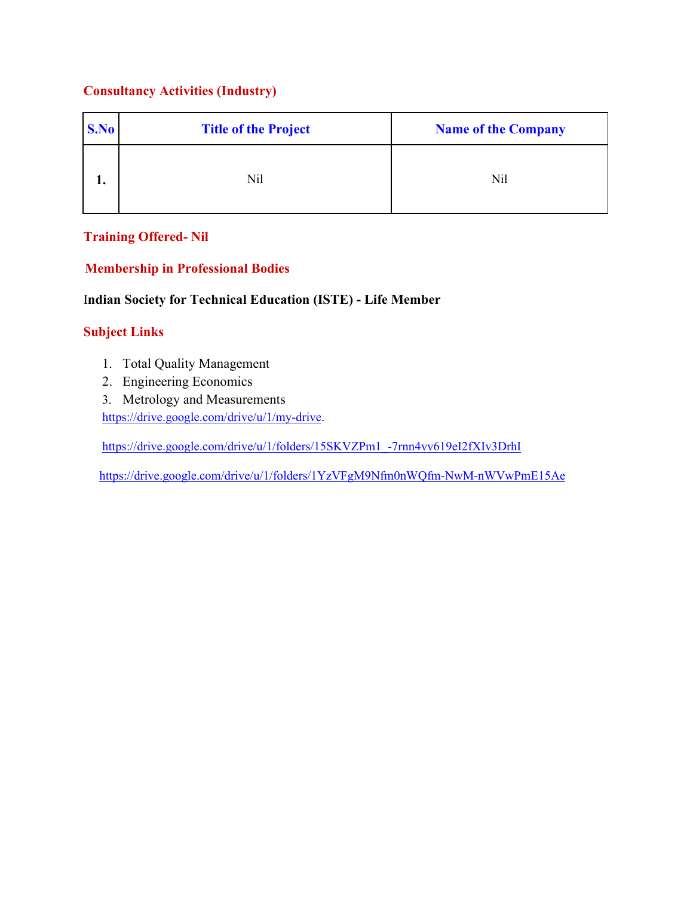## Consultancy Activities (Industry)

| S.No | Title of the Project | Name of the Company |
|---|---|---|
| **1.** | Nil | Nil |

## Training Offered- Nil

## Membership in Professional Bodies

**Indian Society for Technical Education (ISTE) - Life Member**

## Subject Links

1. Total Quality Management
2. Engineering Economics
3. Metrology and Measurements

https://drive.google.com/drive/u/1/my-drive.

https://drive.google.com/drive/u/1/folders/15SKVZPm1_-7rnn4vv619eI2fXIv3DrhI

https://drive.google.com/drive/u/1/folders/1YzVFgM9Nfm0nWQfm-NwM-nWVwPmE15Ae